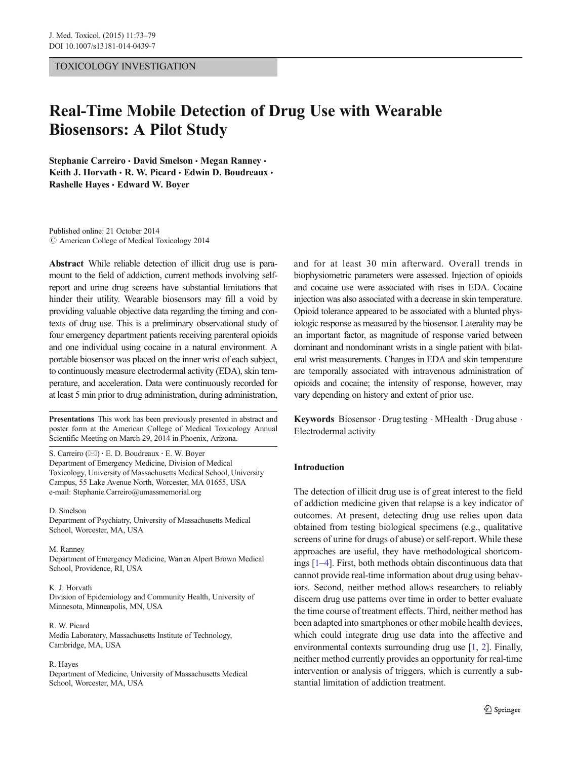TOXICOLOGY INVESTIGATION

# Real-Time Mobile Detection of Drug Use with Wearable Biosensors: A Pilot Study

**Stephanie Carreiro · David Smelson · Megan Ranney · Keith J. Horvath · R. W. Picard · Edwin D. Boudreaux · Rashelle Hayes · Edward W. Boyer**

Published online: 21 October 2014
© American College of Medical Toxicology 2014

**Abstract** While reliable detection of illicit drug use is paramount to the field of addiction, current methods involving self-report and urine drug screens have substantial limitations that hinder their utility. Wearable biosensors may fill a void by providing valuable objective data regarding the timing and contexts of drug use. This is a preliminary observational study of four emergency department patients receiving parenteral opioids and one individual using cocaine in a natural environment. A portable biosensor was placed on the inner wrist of each subject, to continuously measure electrodermal activity (EDA), skin temperature, and acceleration. Data were continuously recorded for at least 5 min prior to drug administration, during administration, and for at least 30 min afterward. Overall trends in biophysiometric parameters were assessed. Injection of opioids and cocaine use were associated with rises in EDA. Cocaine injection was also associated with a decrease in skin temperature. Opioid tolerance appeared to be associated with a blunted physiologic response as measured by the biosensor. Laterality may be an important factor, as magnitude of response varied between dominant and nondominant wrists in a single patient with bilateral wrist measurements. Changes in EDA and skin temperature are temporally associated with intravenous administration of opioids and cocaine; the intensity of response, however, may vary depending on history and extent of prior use.

**Keywords** Biosensor · Drug testing · MHealth · Drug abuse · Electrodermal activity

**Presentations** This work has been previously presented in abstract and poster form at the American College of Medical Toxicology Annual Scientific Meeting on March 29, 2014 in Phoenix, Arizona.

S. Carreiro (✉) · E. D. Boudreaux · E. W. Boyer
Department of Emergency Medicine, Division of Medical Toxicology, University of Massachusetts Medical School, University Campus, 55 Lake Avenue North, Worcester, MA 01655, USA
e-mail: Stephanie.Carreiro@umassmemorial.org

D. Smelson
Department of Psychiatry, University of Massachusetts Medical School, Worcester, MA, USA

M. Ranney
Department of Emergency Medicine, Warren Alpert Brown Medical School, Providence, RI, USA

K. J. Horvath
Division of Epidemiology and Community Health, University of Minnesota, Minneapolis, MN, USA

R. W. Picard
Media Laboratory, Massachusetts Institute of Technology, Cambridge, MA, USA

R. Hayes
Department of Medicine, University of Massachusetts Medical School, Worcester, MA, USA

## Introduction

The detection of illicit drug use is of great interest to the field of addiction medicine given that relapse is a key indicator of outcomes. At present, detecting drug use relies upon data obtained from testing biological specimens (e.g., qualitative screens of urine for drugs of abuse) or self-report. While these approaches are useful, they have methodological shortcomings [1–4]. First, both methods obtain discontinuous data that cannot provide real-time information about drug using behaviors. Second, neither method allows researchers to reliably discern drug use patterns over time in order to better evaluate the time course of treatment effects. Third, neither method has been adapted into smartphones or other mobile health devices, which could integrate drug use data into the affective and environmental contexts surrounding drug use [1, 2]. Finally, neither method currently provides an opportunity for real-time intervention or analysis of triggers, which is currently a substantial limitation of addiction treatment.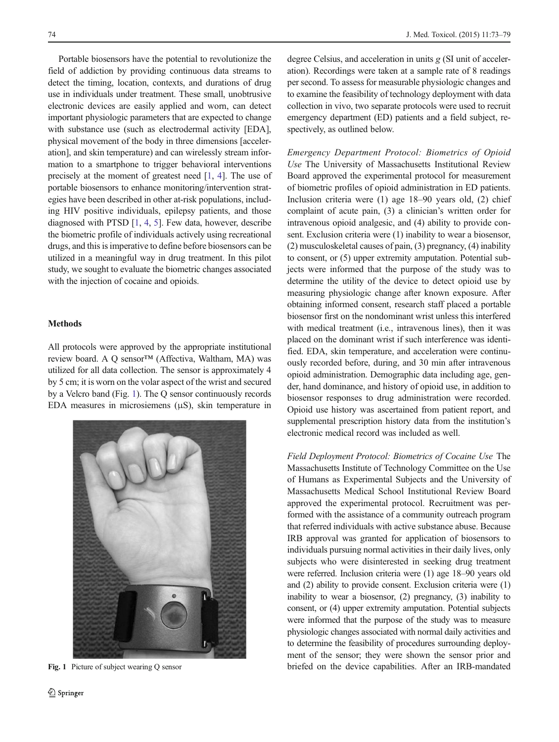Portable biosensors have the potential to revolutionize the field of addiction by providing continuous data streams to detect the timing, location, contexts, and durations of drug use in individuals under treatment. These small, unobtrusive electronic devices are easily applied and worn, can detect important physiologic parameters that are expected to change with substance use (such as electrodermal activity [EDA], physical movement of the body in three dimensions [acceleration], and skin temperature) and can wirelessly stream information to a smartphone to trigger behavioral interventions precisely at the moment of greatest need [1, 4]. The use of portable biosensors to enhance monitoring/intervention strategies have been described in other at-risk populations, including HIV positive individuals, epilepsy patients, and those diagnosed with PTSD [1, 4, 5]. Few data, however, describe the biometric profile of individuals actively using recreational drugs, and this is imperative to define before biosensors can be utilized in a meaningful way in drug treatment. In this pilot study, we sought to evaluate the biometric changes associated with the injection of cocaine and opioids.

## Methods

All protocols were approved by the appropriate institutional review board. A Q sensor™ (Affectiva, Waltham, MA) was utilized for all data collection. The sensor is approximately 4 by 5 cm; it is worn on the volar aspect of the wrist and secured by a Velcro band (Fig. 1). The Q sensor continuously records EDA measures in microsiemens (μS), skin temperature in degree Celsius, and acceleration in units *g* (SI unit of acceleration). Recordings were taken at a sample rate of 8 readings per second. To assess for measurable physiologic changes and to examine the feasibility of technology deployment with data collection in vivo, two separate protocols were used to recruit emergency department (ED) patients and a field subject, respectively, as outlined below.

Fig. 1 Picture of subject wearing Q sensor

*Emergency Department Protocol: Biometrics of Opioid Use* The University of Massachusetts Institutional Review Board approved the experimental protocol for measurement of biometric profiles of opioid administration in ED patients. Inclusion criteria were (1) age 18–90 years old, (2) chief complaint of acute pain, (3) a clinician's written order for intravenous opioid analgesic, and (4) ability to provide consent. Exclusion criteria were (1) inability to wear a biosensor, (2) musculoskeletal causes of pain, (3) pregnancy, (4) inability to consent, or (5) upper extremity amputation. Potential subjects were informed that the purpose of the study was to determine the utility of the device to detect opioid use by measuring physiologic change after known exposure. After obtaining informed consent, research staff placed a portable biosensor first on the nondominant wrist unless this interfered with medical treatment (i.e., intravenous lines), then it was placed on the dominant wrist if such interference was identified. EDA, skin temperature, and acceleration were continuously recorded before, during, and 30 min after intravenous opioid administration. Demographic data including age, gender, hand dominance, and history of opioid use, in addition to biosensor responses to drug administration were recorded. Opioid use history was ascertained from patient report, and supplemental prescription history data from the institution's electronic medical record was included as well.

*Field Deployment Protocol: Biometrics of Cocaine Use* The Massachusetts Institute of Technology Committee on the Use of Humans as Experimental Subjects and the University of Massachusetts Medical School Institutional Review Board approved the experimental protocol. Recruitment was performed with the assistance of a community outreach program that referred individuals with active substance abuse. Because IRB approval was granted for application of biosensors to individuals pursuing normal activities in their daily lives, only subjects who were disinterested in seeking drug treatment were referred. Inclusion criteria were (1) age 18–90 years old and (2) ability to provide consent. Exclusion criteria were (1) inability to wear a biosensor, (2) pregnancy, (3) inability to consent, or (4) upper extremity amputation. Potential subjects were informed that the purpose of the study was to measure physiologic changes associated with normal daily activities and to determine the feasibility of procedures surrounding deployment of the sensor; they were shown the sensor prior and briefed on the device capabilities. After an IRB-mandated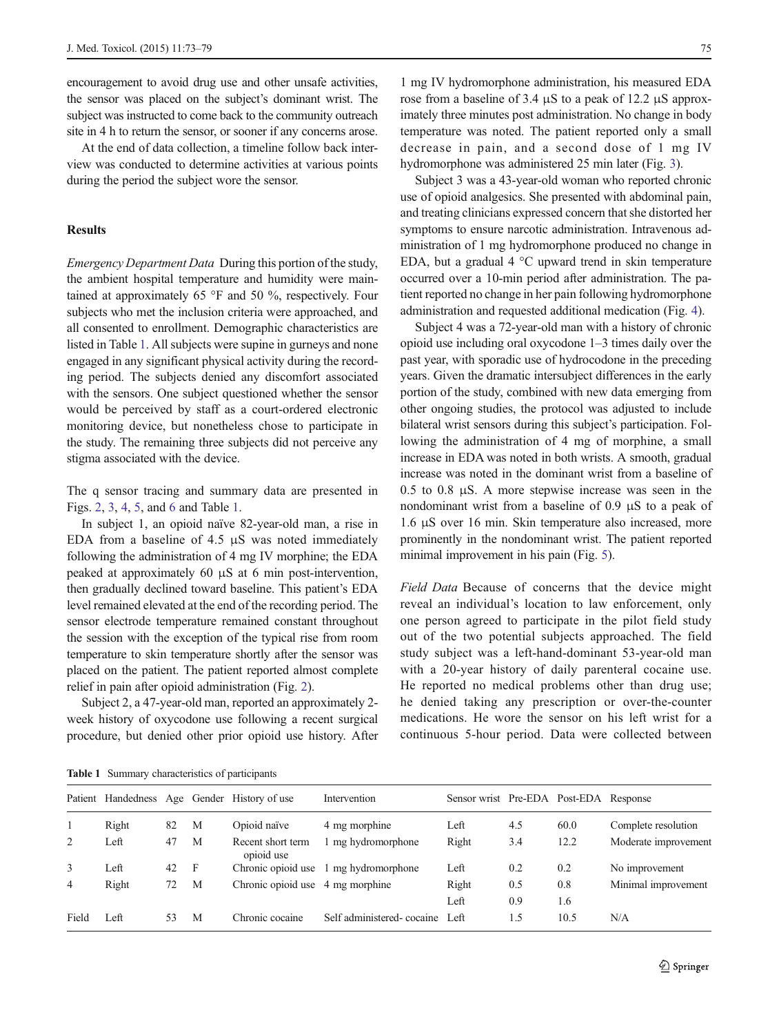encouragement to avoid drug use and other unsafe activities, the sensor was placed on the subject's dominant wrist. The subject was instructed to come back to the community outreach site in 4 h to return the sensor, or sooner if any concerns arose.

At the end of data collection, a timeline follow back interview was conducted to determine activities at various points during the period the subject wore the sensor.

## Results

*Emergency Department Data* During this portion of the study, the ambient hospital temperature and humidity were maintained at approximately 65 °F and 50 %, respectively. Four subjects who met the inclusion criteria were approached, and all consented to enrollment. Demographic characteristics are listed in Table 1. All subjects were supine in gurneys and none engaged in any significant physical activity during the recording period. The subjects denied any discomfort associated with the sensors. One subject questioned whether the sensor would be perceived by staff as a court-ordered electronic monitoring device, but nonetheless chose to participate in the study. The remaining three subjects did not perceive any stigma associated with the device.

The q sensor tracing and summary data are presented in Figs. 2, 3, 4, 5, and 6 and Table 1.

In subject 1, an opioid naïve 82-year-old man, a rise in EDA from a baseline of 4.5 μS was noted immediately following the administration of 4 mg IV morphine; the EDA peaked at approximately 60 μS at 6 min post-intervention, then gradually declined toward baseline. This patient's EDA level remained elevated at the end of the recording period. The sensor electrode temperature remained constant throughout the session with the exception of the typical rise from room temperature to skin temperature shortly after the sensor was placed on the patient. The patient reported almost complete relief in pain after opioid administration (Fig. 2).

Subject 2, a 47-year-old man, reported an approximately 2-week history of oxycodone use following a recent surgical procedure, but denied other prior opioid use history. After 1 mg IV hydromorphone administration, his measured EDA rose from a baseline of 3.4 μS to a peak of 12.2 μS approximately three minutes post administration. No change in body temperature was noted. The patient reported only a small decrease in pain, and a second dose of 1 mg IV hydromorphone was administered 25 min later (Fig. 3).

Subject 3 was a 43-year-old woman who reported chronic use of opioid analgesics. She presented with abdominal pain, and treating clinicians expressed concern that she distorted her symptoms to ensure narcotic administration. Intravenous administration of 1 mg hydromorphone produced no change in EDA, but a gradual 4 °C upward trend in skin temperature occurred over a 10-min period after administration. The patient reported no change in her pain following hydromorphone administration and requested additional medication (Fig. 4).

Subject 4 was a 72-year-old man with a history of chronic opioid use including oral oxycodone 1–3 times daily over the past year, with sporadic use of hydrocodone in the preceding years. Given the dramatic intersubject differences in the early portion of the study, combined with new data emerging from other ongoing studies, the protocol was adjusted to include bilateral wrist sensors during this subject's participation. Following the administration of 4 mg of morphine, a small increase in EDA was noted in both wrists. A smooth, gradual increase was noted in the dominant wrist from a baseline of 0.5 to 0.8 μS. A more stepwise increase was seen in the nondominant wrist from a baseline of 0.9 μS to a peak of 1.6 μS over 16 min. Skin temperature also increased, more prominently in the nondominant wrist. The patient reported minimal improvement in his pain (Fig. 5).

*Field Data* Because of concerns that the device might reveal an individual's location to law enforcement, only one person agreed to participate in the pilot field study out of the two potential subjects approached. The field study subject was a left-hand-dominant 53-year-old man with a 20-year history of daily parenteral cocaine use. He reported no medical problems other than drug use; he denied taking any prescription or over-the-counter medications. He wore the sensor on his left wrist for a continuous 5-hour period. Data were collected between

**Table 1** Summary characteristics of participants

| Patient | Handedness | Age | Gender | History of use | Intervention | Sensor wrist | Pre-EDA | Post-EDA | Response |
|---|---|---|---|---|---|---|---|---|---|
| 1 | Right | 82 | M | Opioid naïve | 4 mg morphine | Left | 4.5 | 60.0 | Complete resolution |
| 2 | Left | 47 | M | Recent short term opioid use | 1 mg hydromorphone | Right | 3.4 | 12.2 | Moderate improvement |
| 3 | Left | 42 | F | Chronic opioid use | 1 mg hydromorphone | Left | 0.2 | 0.2 | No improvement |
| 4 | Right | 72 | M | Chronic opioid use | 4 mg morphine | Right | 0.5 | 0.8 | Minimal improvement |
| | | | | | | Left | 0.9 | 1.6 | |
| Field | Left | 53 | M | Chronic cocaine | Self administered- cocaine | Left | 1.5 | 10.5 | N/A |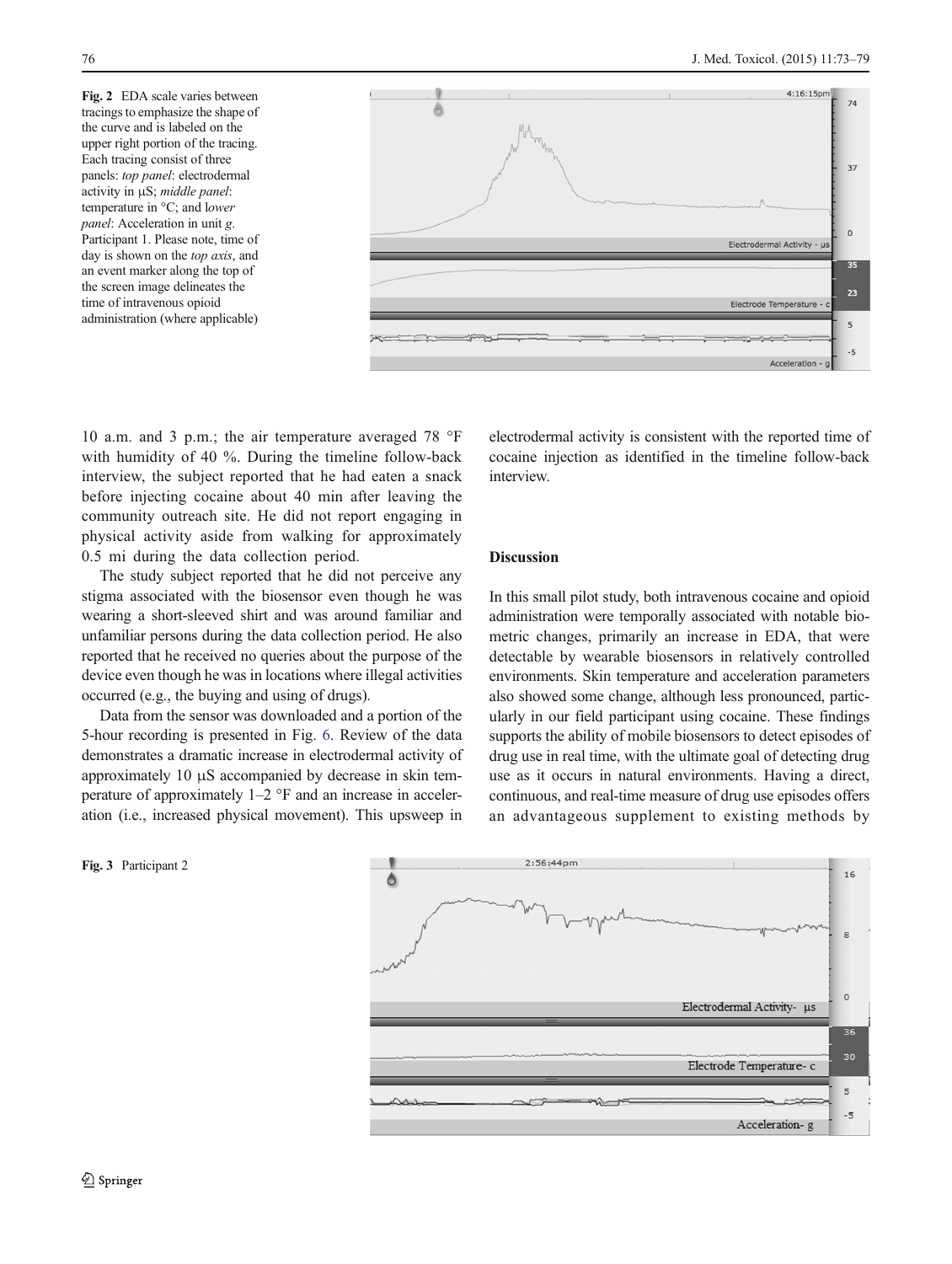**Fig. 2** EDA scale varies between tracings to emphasize the shape of the curve and is labeled on the upper right portion of the tracing. Each tracing consist of three panels: *top panel*: electrodermal activity in μS; *middle panel*: temperature in °C; and l*ower panel*: Acceleration in unit *g*. Participant 1. Please note, time of day is shown on the *top axis*, and an event marker along the top of the screen image delineates the time of intravenous opioid administration (where applicable)

10 a.m. and 3 p.m.; the air temperature averaged 78 °F with humidity of 40 %. During the timeline follow-back interview, the subject reported that he had eaten a snack before injecting cocaine about 40 min after leaving the community outreach site. He did not report engaging in physical activity aside from walking for approximately 0.5 mi during the data collection period.

The study subject reported that he did not perceive any stigma associated with the biosensor even though he was wearing a short-sleeved shirt and was around familiar and unfamiliar persons during the data collection period. He also reported that he received no queries about the purpose of the device even though he was in locations where illegal activities occurred (e.g., the buying and using of drugs).

Data from the sensor was downloaded and a portion of the 5-hour recording is presented in Fig. 6. Review of the data demonstrates a dramatic increase in electrodermal activity of approximately 10 μS accompanied by decrease in skin temperature of approximately 1–2 °F and an increase in acceleration (i.e., increased physical movement). This upsweep in electrodermal activity is consistent with the reported time of cocaine injection as identified in the timeline follow-back interview.

## Discussion

In this small pilot study, both intravenous cocaine and opioid administration were temporally associated with notable biometric changes, primarily an increase in EDA, that were detectable by wearable biosensors in relatively controlled environments. Skin temperature and acceleration parameters also showed some change, although less pronounced, particularly in our field participant using cocaine. These findings supports the ability of mobile biosensors to detect episodes of drug use in real time, with the ultimate goal of detecting drug use as it occurs in natural environments. Having a direct, continuous, and real-time measure of drug use episodes offers an advantageous supplement to existing methods by

**Fig. 3** Participant 2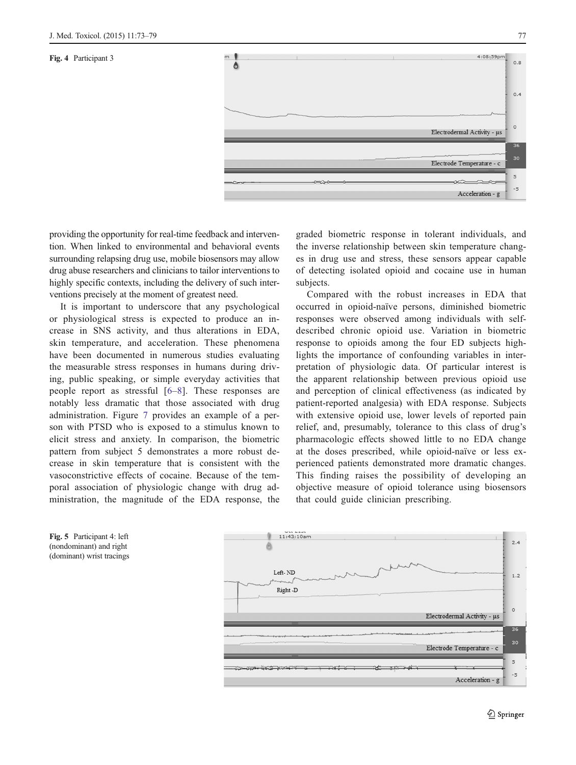Fig. 4 Participant 3

providing the opportunity for real-time feedback and intervention. When linked to environmental and behavioral events surrounding relapsing drug use, mobile biosensors may allow drug abuse researchers and clinicians to tailor interventions to highly specific contexts, including the delivery of such interventions precisely at the moment of greatest need.

It is important to underscore that any psychological or physiological stress is expected to produce an increase in SNS activity, and thus alterations in EDA, skin temperature, and acceleration. These phenomena have been documented in numerous studies evaluating the measurable stress responses in humans during driving, public speaking, or simple everyday activities that people report as stressful [6–8]. These responses are notably less dramatic that those associated with drug administration. Figure 7 provides an example of a person with PTSD who is exposed to a stimulus known to elicit stress and anxiety. In comparison, the biometric pattern from subject 5 demonstrates a more robust decrease in skin temperature that is consistent with the vasoconstrictive effects of cocaine. Because of the temporal association of physiologic change with drug administration, the magnitude of the EDA response, the graded biometric response in tolerant individuals, and the inverse relationship between skin temperature changes in drug use and stress, these sensors appear capable of detecting isolated opioid and cocaine use in human subjects.

Compared with the robust increases in EDA that occurred in opioid-naïve persons, diminished biometric responses were observed among individuals with self-described chronic opioid use. Variation in biometric response to opioids among the four ED subjects highlights the importance of confounding variables in interpretation of physiologic data. Of particular interest is the apparent relationship between previous opioid use and perception of clinical effectiveness (as indicated by patient-reported analgesia) with EDA response. Subjects with extensive opioid use, lower levels of reported pain relief, and, presumably, tolerance to this class of drug's pharmacologic effects showed little to no EDA change at the doses prescribed, while opioid-naïve or less experienced patients demonstrated more dramatic changes. This finding raises the possibility of developing an objective measure of opioid tolerance using biosensors that could guide clinician prescribing.

Fig. 5 Participant 4: left (nondominant) and right (dominant) wrist tracings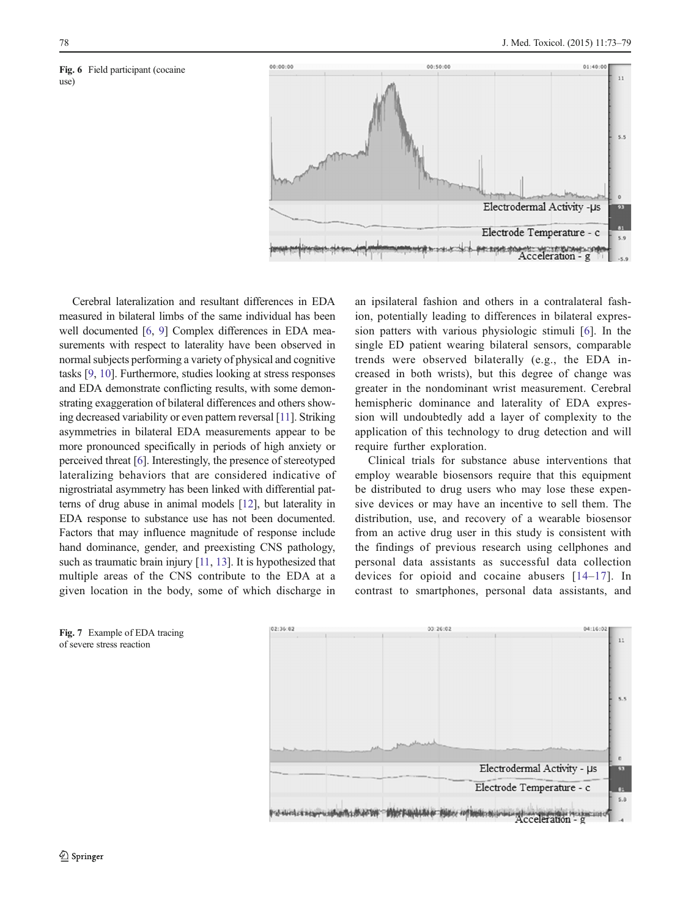**Fig. 6** Field participant (cocaine use)

Cerebral lateralization and resultant differences in EDA measured in bilateral limbs of the same individual has been well documented [6, 9] Complex differences in EDA measurements with respect to laterality have been observed in normal subjects performing a variety of physical and cognitive tasks [9, 10]. Furthermore, studies looking at stress responses and EDA demonstrate conflicting results, with some demonstrating exaggeration of bilateral differences and others showing decreased variability or even pattern reversal [11]. Striking asymmetries in bilateral EDA measurements appear to be more pronounced specifically in periods of high anxiety or perceived threat [6]. Interestingly, the presence of stereotyped lateralizing behaviors that are considered indicative of nigrostriatal asymmetry has been linked with differential patterns of drug abuse in animal models [12], but laterality in EDA response to substance use has not been documented. Factors that may influence magnitude of response include hand dominance, gender, and preexisting CNS pathology, such as traumatic brain injury [11, 13]. It is hypothesized that multiple areas of the CNS contribute to the EDA at a given location in the body, some of which discharge in an ipsilateral fashion and others in a contralateral fashion, potentially leading to differences in bilateral expression patters with various physiologic stimuli [6]. In the single ED patient wearing bilateral sensors, comparable trends were observed bilaterally (e.g., the EDA increased in both wrists), but this degree of change was greater in the nondominant wrist measurement. Cerebral hemispheric dominance and laterality of EDA expression will undoubtedly add a layer of complexity to the application of this technology to drug detection and will require further exploration.

Clinical trials for substance abuse interventions that employ wearable biosensors require that this equipment be distributed to drug users who may lose these expensive devices or may have an incentive to sell them. The distribution, use, and recovery of a wearable biosensor from an active drug user in this study is consistent with the findings of previous research using cellphones and personal data assistants as successful data collection devices for opioid and cocaine abusers [14–17]. In contrast to smartphones, personal data assistants, and

**Fig. 7** Example of EDA tracing of severe stress reaction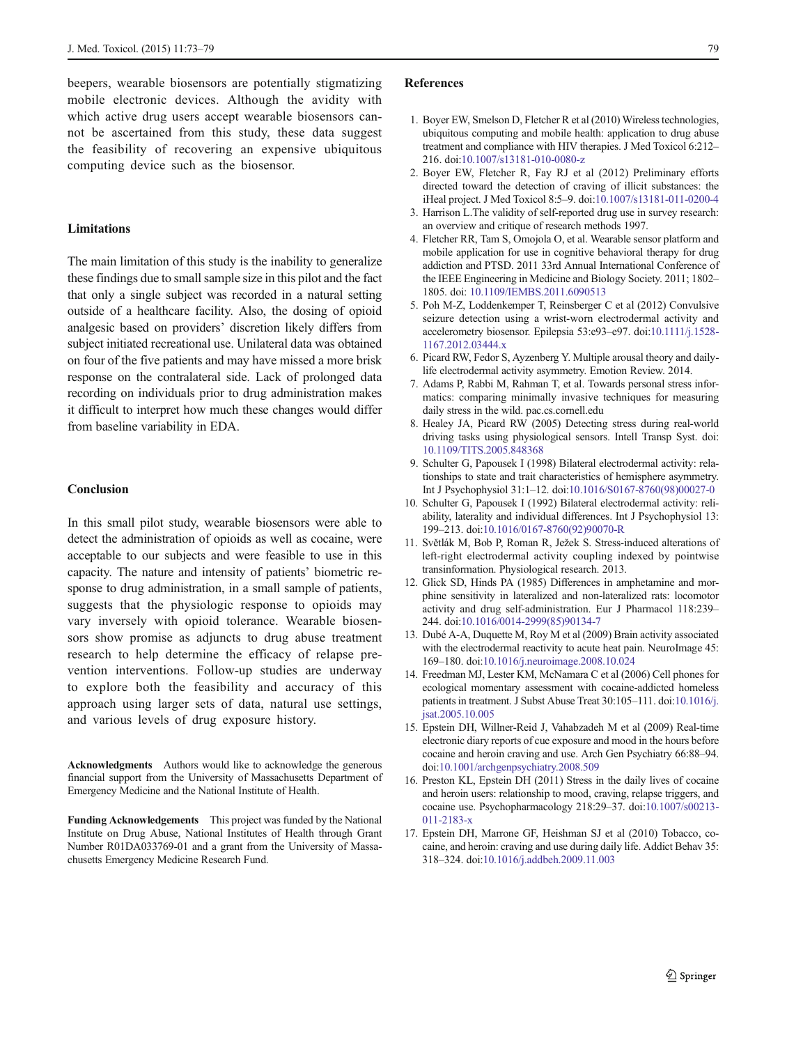beepers, wearable biosensors are potentially stigmatizing mobile electronic devices. Although the avidity with which active drug users accept wearable biosensors cannot be ascertained from this study, these data suggest the feasibility of recovering an expensive ubiquitous computing device such as the biosensor.

## Limitations

The main limitation of this study is the inability to generalize these findings due to small sample size in this pilot and the fact that only a single subject was recorded in a natural setting outside of a healthcare facility. Also, the dosing of opioid analgesic based on providers' discretion likely differs from subject initiated recreational use. Unilateral data was obtained on four of the five patients and may have missed a more brisk response on the contralateral side. Lack of prolonged data recording on individuals prior to drug administration makes it difficult to interpret how much these changes would differ from baseline variability in EDA.

## Conclusion

In this small pilot study, wearable biosensors were able to detect the administration of opioids as well as cocaine, were acceptable to our subjects and were feasible to use in this capacity. The nature and intensity of patients' biometric response to drug administration, in a small sample of patients, suggests that the physiologic response to opioids may vary inversely with opioid tolerance. Wearable biosensors show promise as adjuncts to drug abuse treatment research to help determine the efficacy of relapse prevention interventions. Follow-up studies are underway to explore both the feasibility and accuracy of this approach using larger sets of data, natural use settings, and various levels of drug exposure history.

**Acknowledgments** Authors would like to acknowledge the generous financial support from the University of Massachusetts Department of Emergency Medicine and the National Institute of Health.

**Funding Acknowledgements** This project was funded by the National Institute on Drug Abuse, National Institutes of Health through Grant Number R01DA033769-01 and a grant from the University of Massachusetts Emergency Medicine Research Fund.

## References

1. Boyer EW, Smelson D, Fletcher R et al (2010) Wireless technologies, ubiquitous computing and mobile health: application to drug abuse treatment and compliance with HIV therapies. J Med Toxicol 6:212–216. doi:10.1007/s13181-010-0080-z
2. Boyer EW, Fletcher R, Fay RJ et al (2012) Preliminary efforts directed toward the detection of craving of illicit substances: the iHeal project. J Med Toxicol 8:5–9. doi:10.1007/s13181-011-0200-4
3. Harrison L.The validity of self-reported drug use in survey research: an overview and critique of research methods 1997.
4. Fletcher RR, Tam S, Omojola O, et al. Wearable sensor platform and mobile application for use in cognitive behavioral therapy for drug addiction and PTSD. 2011 33rd Annual International Conference of the IEEE Engineering in Medicine and Biology Society. 2011; 1802–1805. doi: 10.1109/IEMBS.2011.6090513
5. Poh M-Z, Loddenkemper T, Reinsberger C et al (2012) Convulsive seizure detection using a wrist-worn electrodermal activity and accelerometry biosensor. Epilepsia 53:e93–e97. doi:10.1111/j.1528-1167.2012.03444.x
6. Picard RW, Fedor S, Ayzenberg Y. Multiple arousal theory and daily-life electrodermal activity asymmetry. Emotion Review. 2014.
7. Adams P, Rabbi M, Rahman T, et al. Towards personal stress informatics: comparing minimally invasive techniques for measuring daily stress in the wild. pac.cs.cornell.edu
8. Healey JA, Picard RW (2005) Detecting stress during real-world driving tasks using physiological sensors. Intell Transp Syst. doi: 10.1109/TITS.2005.848368
9. Schulter G, Papousek I (1998) Bilateral electrodermal activity: relationships to state and trait characteristics of hemisphere asymmetry. Int J Psychophysiol 31:1–12. doi:10.1016/S0167-8760(98)00027-0
10. Schulter G, Papousek I (1992) Bilateral electrodermal activity: reliability, laterality and individual differences. Int J Psychophysiol 13: 199–213. doi:10.1016/0167-8760(92)90070-R
11. Světlák M, Bob P, Roman R, Ježek S. Stress-induced alterations of left-right electrodermal activity coupling indexed by pointwise transinformation. Physiological research. 2013.
12. Glick SD, Hinds PA (1985) Differences in amphetamine and morphine sensitivity in lateralized and non-lateralized rats: locomotor activity and drug self-administration. Eur J Pharmacol 118:239–244. doi:10.1016/0014-2999(85)90134-7
13. Dubé A-A, Duquette M, Roy M et al (2009) Brain activity associated with the electrodermal reactivity to acute heat pain. NeuroImage 45: 169–180. doi:10.1016/j.neuroimage.2008.10.024
14. Freedman MJ, Lester KM, McNamara C et al (2006) Cell phones for ecological momentary assessment with cocaine-addicted homeless patients in treatment. J Subst Abuse Treat 30:105–111. doi:10.1016/j.jsat.2005.10.005
15. Epstein DH, Willner-Reid J, Vahabzadeh M et al (2009) Real-time electronic diary reports of cue exposure and mood in the hours before cocaine and heroin craving and use. Arch Gen Psychiatry 66:88–94. doi:10.1001/archgenpsychiatry.2008.509
16. Preston KL, Epstein DH (2011) Stress in the daily lives of cocaine and heroin users: relationship to mood, craving, relapse triggers, and cocaine use. Psychopharmacology 218:29–37. doi:10.1007/s00213-011-2183-x
17. Epstein DH, Marrone GF, Heishman SJ et al (2010) Tobacco, cocaine, and heroin: craving and use during daily life. Addict Behav 35: 318–324. doi:10.1016/j.addbeh.2009.11.003